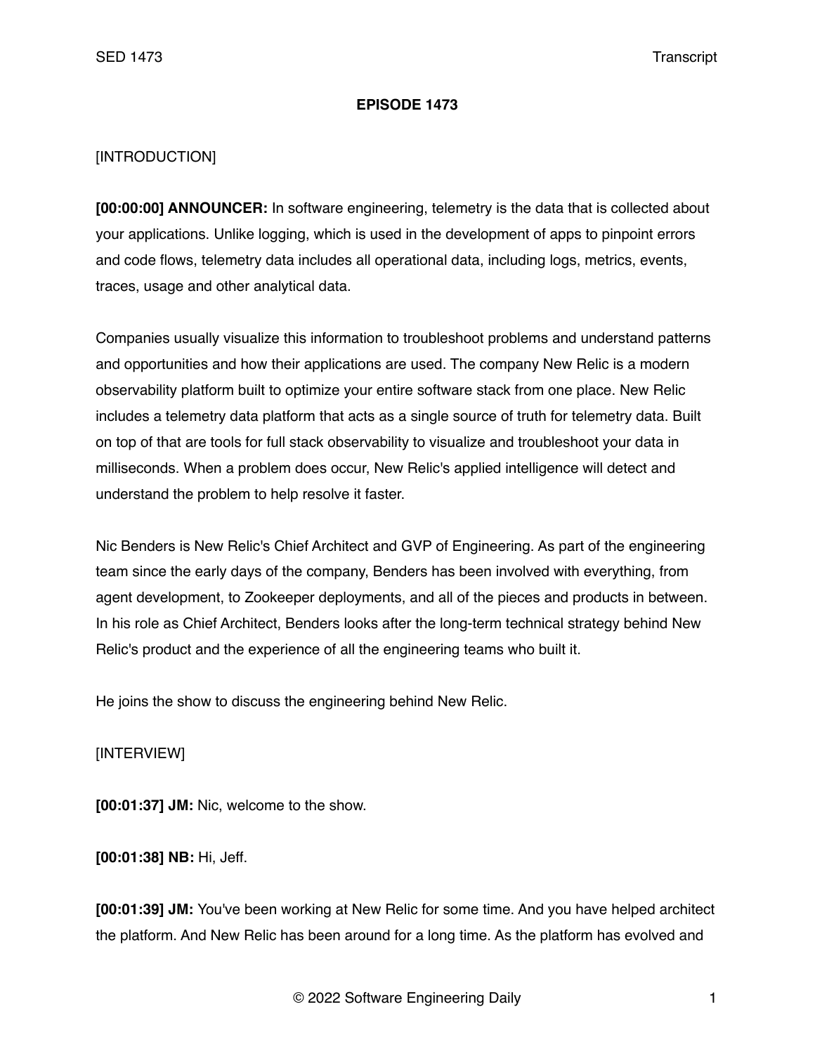**EPISODE 1473**

[INTRODUCTION]

**[00:00:00] ANNOUNCER:** In software engineering, telemetry is the data that is collected about your applications. Unlike logging, which is used in the development of apps to pinpoint errors and code flows, telemetry data includes all operational data, including logs, metrics, events, traces, usage and other analytical data.

Companies usually visualize this information to troubleshoot problems and understand patterns and opportunities and how their applications are used. The company New Relic is a modern observability platform built to optimize your entire software stack from one place. New Relic includes a telemetry data platform that acts as a single source of truth for telemetry data. Built on top of that are tools for full stack observability to visualize and troubleshoot your data in milliseconds. When a problem does occur, New Relic's applied intelligence will detect and understand the problem to help resolve it faster.

Nic Benders is New Relic's Chief Architect and GVP of Engineering. As part of the engineering team since the early days of the company, Benders has been involved with everything, from agent development, to Zookeeper deployments, and all of the pieces and products in between. In his role as Chief Architect, Benders looks after the long-term technical strategy behind New Relic's product and the experience of all the engineering teams who built it.

He joins the show to discuss the engineering behind New Relic.

[INTERVIEW]

**[00:01:37] JM:** Nic, welcome to the show.

**[00:01:38] NB:** Hi, Jeff.

**[00:01:39] JM:** You've been working at New Relic for some time. And you have helped architect the platform. And New Relic has been around for a long time. As the platform has evolved and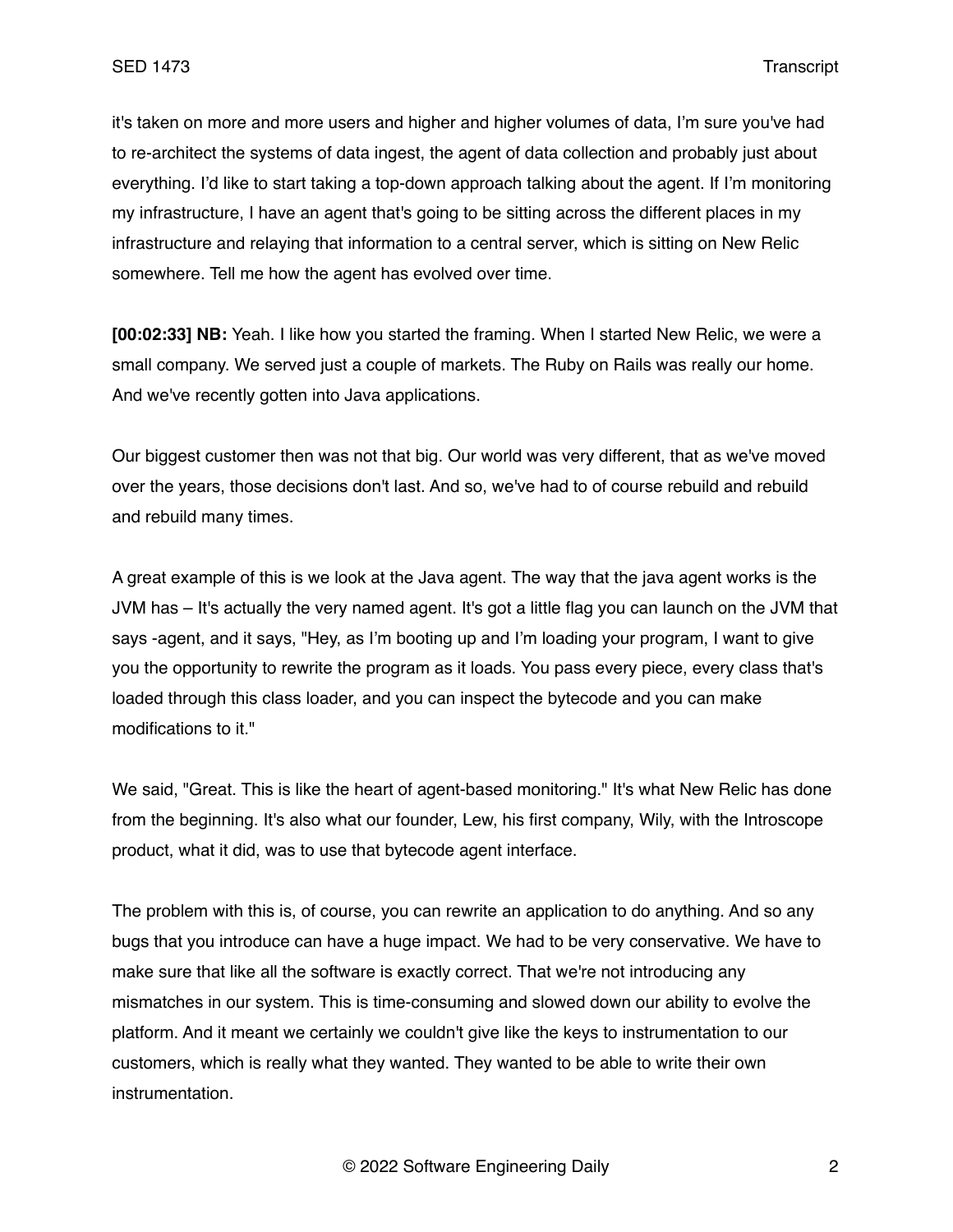it's taken on more and more users and higher and higher volumes of data, I'm sure you've had to re-architect the systems of data ingest, the agent of data collection and probably just about everything. I'd like to start taking a top-down approach talking about the agent. If I'm monitoring my infrastructure, I have an agent that's going to be sitting across the different places in my infrastructure and relaying that information to a central server, which is sitting on New Relic somewhere. Tell me how the agent has evolved over time.

**[00:02:33] NB:** Yeah. I like how you started the framing. When I started New Relic, we were a small company. We served just a couple of markets. The Ruby on Rails was really our home. And we've recently gotten into Java applications.

Our biggest customer then was not that big. Our world was very different, that as we've moved over the years, those decisions don't last. And so, we've had to of course rebuild and rebuild and rebuild many times.

A great example of this is we look at the Java agent. The way that the java agent works is the JVM has – It's actually the very named agent. It's got a little flag you can launch on the JVM that says -agent, and it says, "Hey, as I'm booting up and I'm loading your program, I want to give you the opportunity to rewrite the program as it loads. You pass every piece, every class that's loaded through this class loader, and you can inspect the bytecode and you can make modifications to it."

We said, "Great. This is like the heart of agent-based monitoring." It's what New Relic has done from the beginning. It's also what our founder, Lew, his first company, Wily, with the Introscope product, what it did, was to use that bytecode agent interface.

The problem with this is, of course, you can rewrite an application to do anything. And so any bugs that you introduce can have a huge impact. We had to be very conservative. We have to make sure that like all the software is exactly correct. That we're not introducing any mismatches in our system. This is time-consuming and slowed down our ability to evolve the platform. And it meant we certainly we couldn't give like the keys to instrumentation to our customers, which is really what they wanted. They wanted to be able to write their own instrumentation.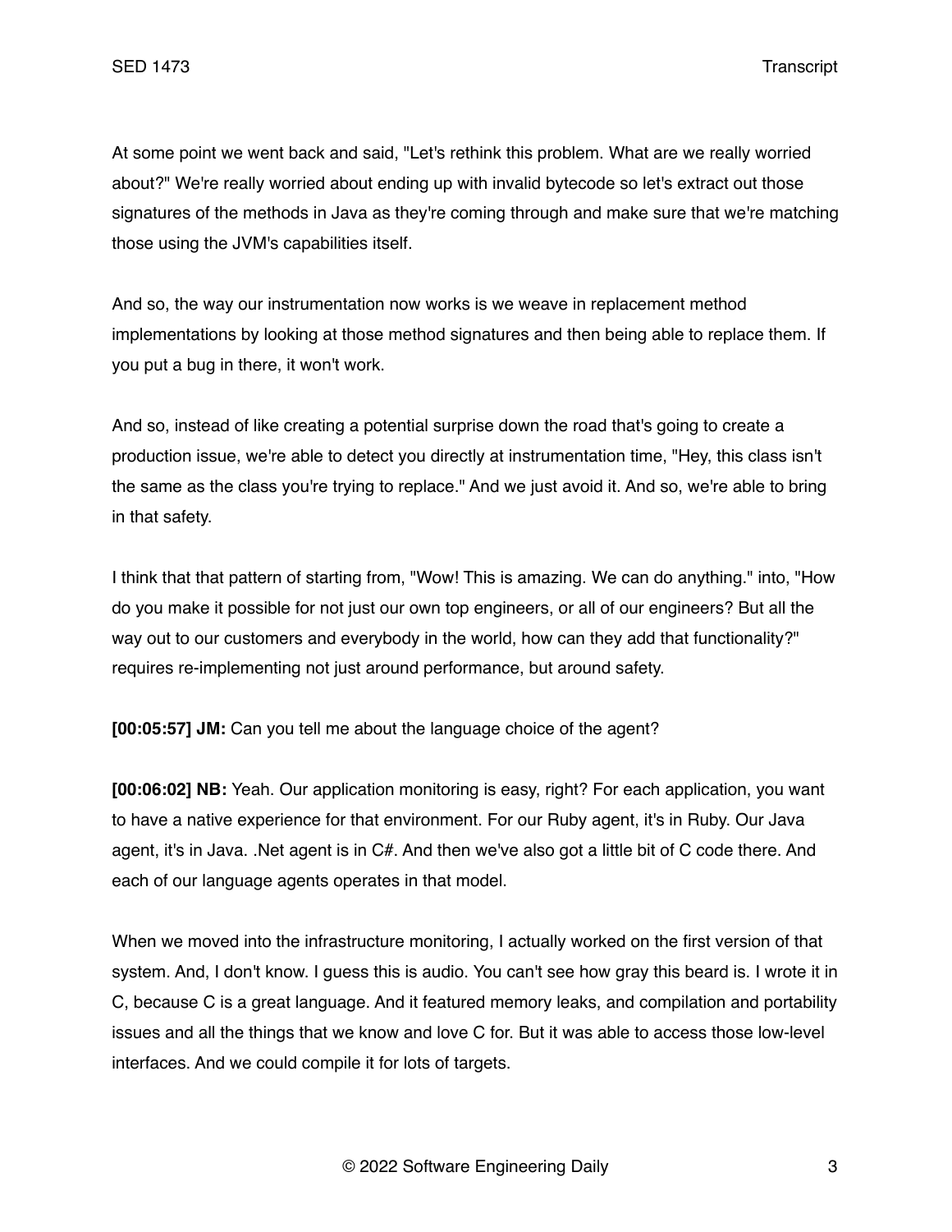At some point we went back and said, "Let's rethink this problem. What are we really worried about?" We're really worried about ending up with invalid bytecode so let's extract out those signatures of the methods in Java as they're coming through and make sure that we're matching those using the JVM's capabilities itself.

And so, the way our instrumentation now works is we weave in replacement method implementations by looking at those method signatures and then being able to replace them. If you put a bug in there, it won't work.

And so, instead of like creating a potential surprise down the road that's going to create a production issue, we're able to detect you directly at instrumentation time, "Hey, this class isn't the same as the class you're trying to replace." And we just avoid it. And so, we're able to bring in that safety.

I think that that pattern of starting from, "Wow! This is amazing. We can do anything." into, "How do you make it possible for not just our own top engineers, or all of our engineers? But all the way out to our customers and everybody in the world, how can they add that functionality?" requires re-implementing not just around performance, but around safety.

**[00:05:57] JM:** Can you tell me about the language choice of the agent?

**[00:06:02] NB:** Yeah. Our application monitoring is easy, right? For each application, you want to have a native experience for that environment. For our Ruby agent, it's in Ruby. Our Java agent, it's in Java. .Net agent is in C#. And then we've also got a little bit of C code there. And each of our language agents operates in that model.

When we moved into the infrastructure monitoring, I actually worked on the first version of that system. And, I don't know. I guess this is audio. You can't see how gray this beard is. I wrote it in C, because C is a great language. And it featured memory leaks, and compilation and portability issues and all the things that we know and love C for. But it was able to access those low-level interfaces. And we could compile it for lots of targets.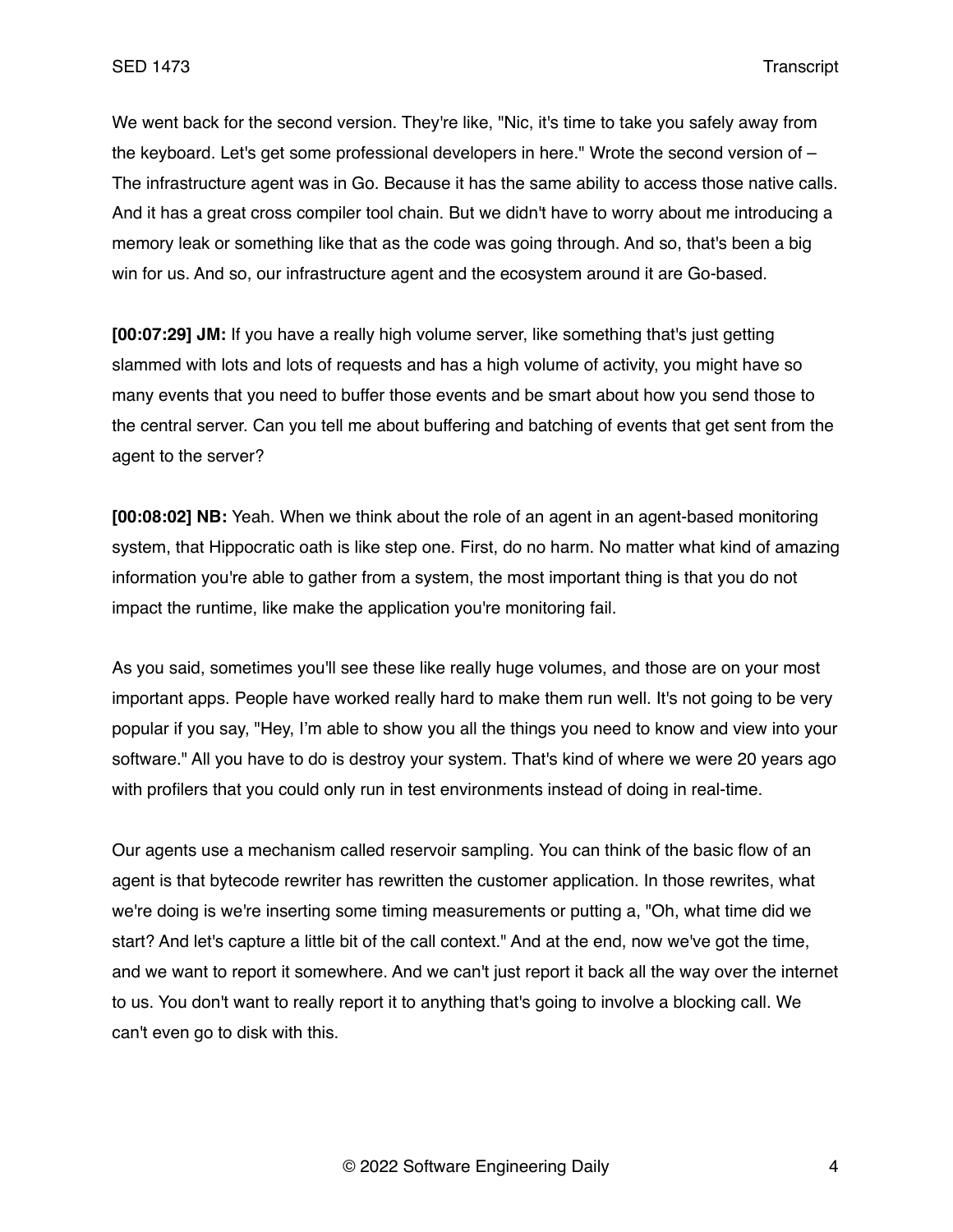We went back for the second version. They're like, "Nic, it's time to take you safely away from the keyboard. Let's get some professional developers in here." Wrote the second version of – The infrastructure agent was in Go. Because it has the same ability to access those native calls. And it has a great cross compiler tool chain. But we didn't have to worry about me introducing a memory leak or something like that as the code was going through. And so, that's been a big win for us. And so, our infrastructure agent and the ecosystem around it are Go-based.

**[00:07:29] JM:** If you have a really high volume server, like something that's just getting slammed with lots and lots of requests and has a high volume of activity, you might have so many events that you need to buffer those events and be smart about how you send those to the central server. Can you tell me about buffering and batching of events that get sent from the agent to the server?

**[00:08:02] NB:** Yeah. When we think about the role of an agent in an agent-based monitoring system, that Hippocratic oath is like step one. First, do no harm. No matter what kind of amazing information you're able to gather from a system, the most important thing is that you do not impact the runtime, like make the application you're monitoring fail.

As you said, sometimes you'll see these like really huge volumes, and those are on your most important apps. People have worked really hard to make them run well. It's not going to be very popular if you say, "Hey, I'm able to show you all the things you need to know and view into your software." All you have to do is destroy your system. That's kind of where we were 20 years ago with profilers that you could only run in test environments instead of doing in real-time.

Our agents use a mechanism called reservoir sampling. You can think of the basic flow of an agent is that bytecode rewriter has rewritten the customer application. In those rewrites, what we're doing is we're inserting some timing measurements or putting a, "Oh, what time did we start? And let's capture a little bit of the call context." And at the end, now we've got the time, and we want to report it somewhere. And we can't just report it back all the way over the internet to us. You don't want to really report it to anything that's going to involve a blocking call. We can't even go to disk with this.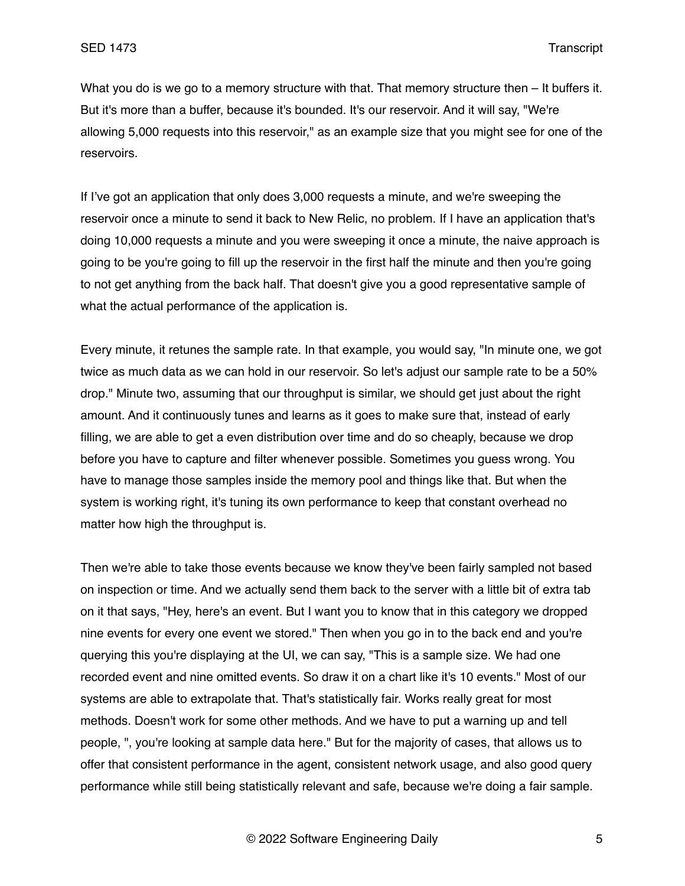What you do is we go to a memory structure with that. That memory structure then – It buffers it. But it's more than a buffer, because it's bounded. It's our reservoir. And it will say, "We're allowing 5,000 requests into this reservoir," as an example size that you might see for one of the reservoirs.

If I've got an application that only does 3,000 requests a minute, and we're sweeping the reservoir once a minute to send it back to New Relic, no problem. If I have an application that's doing 10,000 requests a minute and you were sweeping it once a minute, the naive approach is going to be you're going to fill up the reservoir in the first half the minute and then you're going to not get anything from the back half. That doesn't give you a good representative sample of what the actual performance of the application is.

Every minute, it retunes the sample rate. In that example, you would say, "In minute one, we got twice as much data as we can hold in our reservoir. So let's adjust our sample rate to be a 50% drop." Minute two, assuming that our throughput is similar, we should get just about the right amount. And it continuously tunes and learns as it goes to make sure that, instead of early filling, we are able to get a even distribution over time and do so cheaply, because we drop before you have to capture and filter whenever possible. Sometimes you guess wrong. You have to manage those samples inside the memory pool and things like that. But when the system is working right, it's tuning its own performance to keep that constant overhead no matter how high the throughput is.

Then we're able to take those events because we know they've been fairly sampled not based on inspection or time. And we actually send them back to the server with a little bit of extra tab on it that says, "Hey, here's an event. But I want you to know that in this category we dropped nine events for every one event we stored." Then when you go in to the back end and you're querying this you're displaying at the UI, we can say, "This is a sample size. We had one recorded event and nine omitted events. So draw it on a chart like it's 10 events." Most of our systems are able to extrapolate that. That's statistically fair. Works really great for most methods. Doesn't work for some other methods. And we have to put a warning up and tell people, ", you're looking at sample data here." But for the majority of cases, that allows us to offer that consistent performance in the agent, consistent network usage, and also good query performance while still being statistically relevant and safe, because we're doing a fair sample.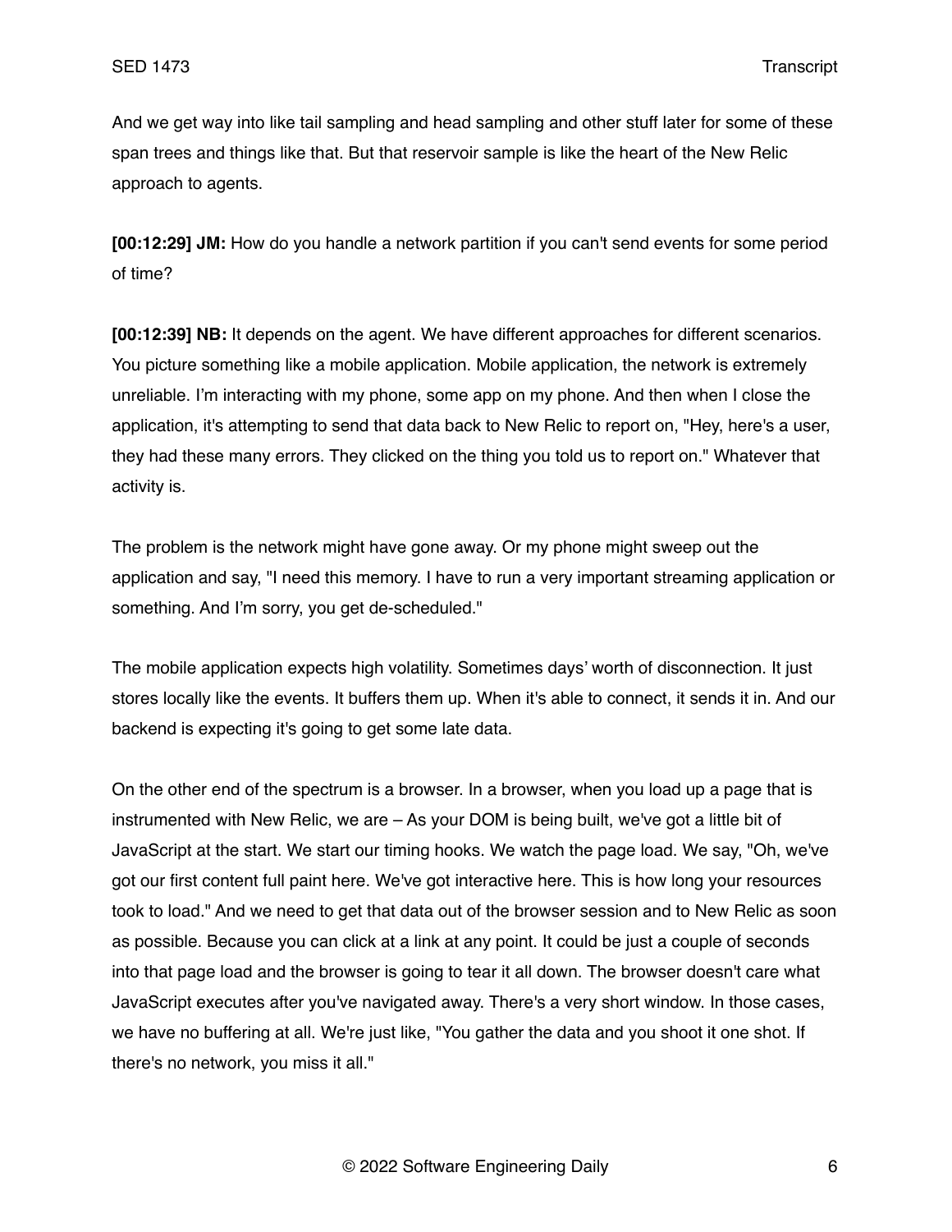And we get way into like tail sampling and head sampling and other stuff later for some of these span trees and things like that. But that reservoir sample is like the heart of the New Relic approach to agents.

**[00:12:29] JM:** How do you handle a network partition if you can't send events for some period of time?

**[00:12:39] NB:** It depends on the agent. We have different approaches for different scenarios. You picture something like a mobile application. Mobile application, the network is extremely unreliable. I'm interacting with my phone, some app on my phone. And then when I close the application, it's attempting to send that data back to New Relic to report on, "Hey, here's a user, they had these many errors. They clicked on the thing you told us to report on." Whatever that activity is.

The problem is the network might have gone away. Or my phone might sweep out the application and say, "I need this memory. I have to run a very important streaming application or something. And I'm sorry, you get de-scheduled."

The mobile application expects high volatility. Sometimes days' worth of disconnection. It just stores locally like the events. It buffers them up. When it's able to connect, it sends it in. And our backend is expecting it's going to get some late data.

On the other end of the spectrum is a browser. In a browser, when you load up a page that is instrumented with New Relic, we are – As your DOM is being built, we've got a little bit of JavaScript at the start. We start our timing hooks. We watch the page load. We say, "Oh, we've got our first content full paint here. We've got interactive here. This is how long your resources took to load." And we need to get that data out of the browser session and to New Relic as soon as possible. Because you can click at a link at any point. It could be just a couple of seconds into that page load and the browser is going to tear it all down. The browser doesn't care what JavaScript executes after you've navigated away. There's a very short window. In those cases, we have no buffering at all. We're just like, "You gather the data and you shoot it one shot. If there's no network, you miss it all."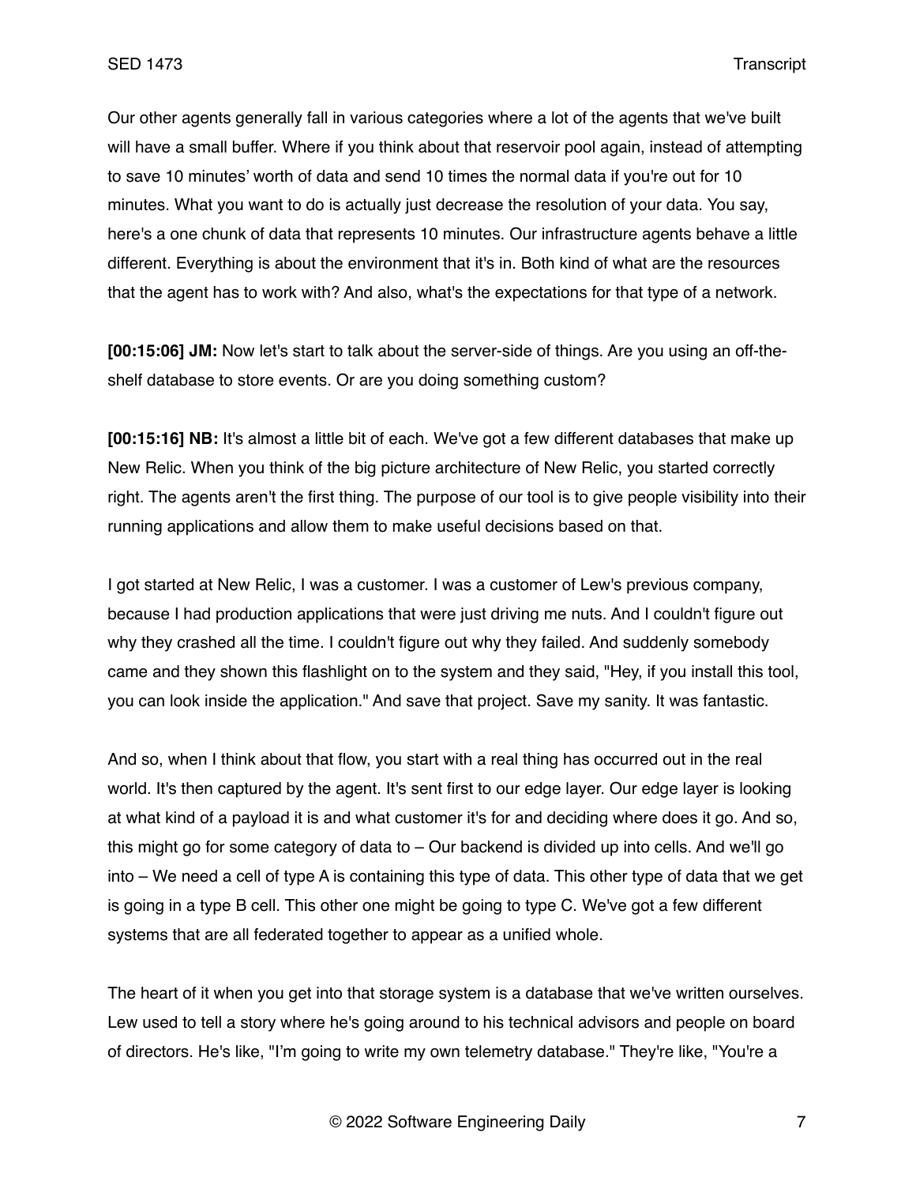Our other agents generally fall in various categories where a lot of the agents that we've built will have a small buffer. Where if you think about that reservoir pool again, instead of attempting to save 10 minutes' worth of data and send 10 times the normal data if you're out for 10 minutes. What you want to do is actually just decrease the resolution of your data. You say, here's a one chunk of data that represents 10 minutes. Our infrastructure agents behave a little different. Everything is about the environment that it's in. Both kind of what are the resources that the agent has to work with? And also, what's the expectations for that type of a network.

**[00:15:06] JM:** Now let's start to talk about the server-side of things. Are you using an off-the-shelf database to store events. Or are you doing something custom?

**[00:15:16] NB:** It's almost a little bit of each. We've got a few different databases that make up New Relic. When you think of the big picture architecture of New Relic, you started correctly right. The agents aren't the first thing. The purpose of our tool is to give people visibility into their running applications and allow them to make useful decisions based on that.

I got started at New Relic, I was a customer. I was a customer of Lew's previous company, because I had production applications that were just driving me nuts. And I couldn't figure out why they crashed all the time. I couldn't figure out why they failed. And suddenly somebody came and they shown this flashlight on to the system and they said, "Hey, if you install this tool, you can look inside the application." And save that project. Save my sanity. It was fantastic.

And so, when I think about that flow, you start with a real thing has occurred out in the real world. It's then captured by the agent. It's sent first to our edge layer. Our edge layer is looking at what kind of a payload it is and what customer it's for and deciding where does it go. And so, this might go for some category of data to – Our backend is divided up into cells. And we'll go into – We need a cell of type A is containing this type of data. This other type of data that we get is going in a type B cell. This other one might be going to type C. We've got a few different systems that are all federated together to appear as a unified whole.

The heart of it when you get into that storage system is a database that we've written ourselves. Lew used to tell a story where he's going around to his technical advisors and people on board of directors. He's like, "I'm going to write my own telemetry database." They're like, "You're a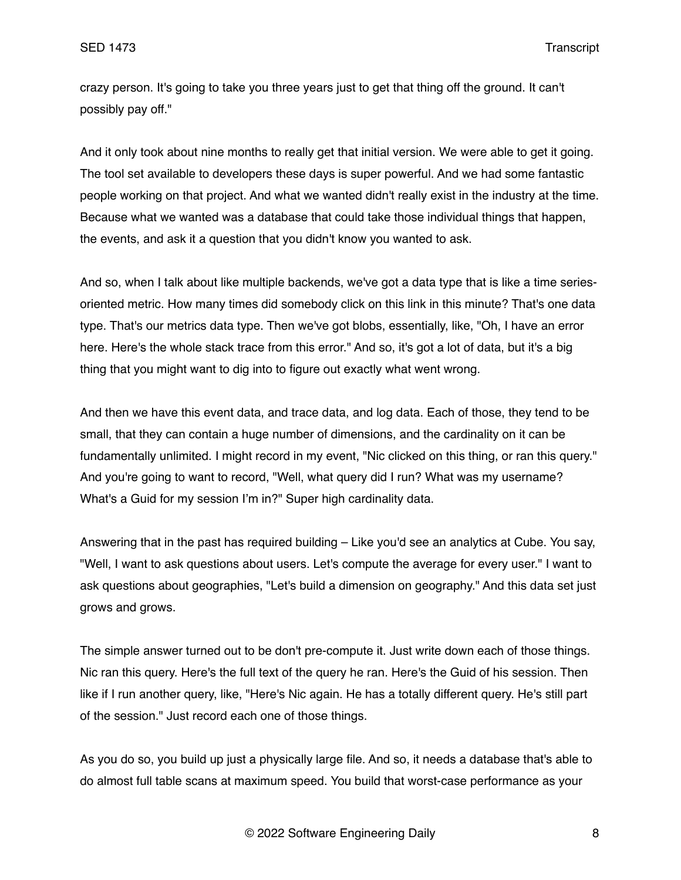crazy person. It's going to take you three years just to get that thing off the ground. It can't possibly pay off."

And it only took about nine months to really get that initial version. We were able to get it going. The tool set available to developers these days is super powerful. And we had some fantastic people working on that project. And what we wanted didn't really exist in the industry at the time. Because what we wanted was a database that could take those individual things that happen, the events, and ask it a question that you didn't know you wanted to ask.

And so, when I talk about like multiple backends, we've got a data type that is like a time series-oriented metric. How many times did somebody click on this link in this minute? That's one data type. That's our metrics data type. Then we've got blobs, essentially, like, "Oh, I have an error here. Here's the whole stack trace from this error." And so, it's got a lot of data, but it's a big thing that you might want to dig into to figure out exactly what went wrong.

And then we have this event data, and trace data, and log data. Each of those, they tend to be small, that they can contain a huge number of dimensions, and the cardinality on it can be fundamentally unlimited. I might record in my event, "Nic clicked on this thing, or ran this query." And you're going to want to record, "Well, what query did I run? What was my username? What's a Guid for my session I'm in?" Super high cardinality data.

Answering that in the past has required building – Like you'd see an analytics at Cube. You say, "Well, I want to ask questions about users. Let's compute the average for every user." I want to ask questions about geographies, "Let's build a dimension on geography." And this data set just grows and grows.

The simple answer turned out to be don't pre-compute it. Just write down each of those things. Nic ran this query. Here's the full text of the query he ran. Here's the Guid of his session. Then like if I run another query, like, "Here's Nic again. He has a totally different query. He's still part of the session." Just record each one of those things.

As you do so, you build up just a physically large file. And so, it needs a database that's able to do almost full table scans at maximum speed. You build that worst-case performance as your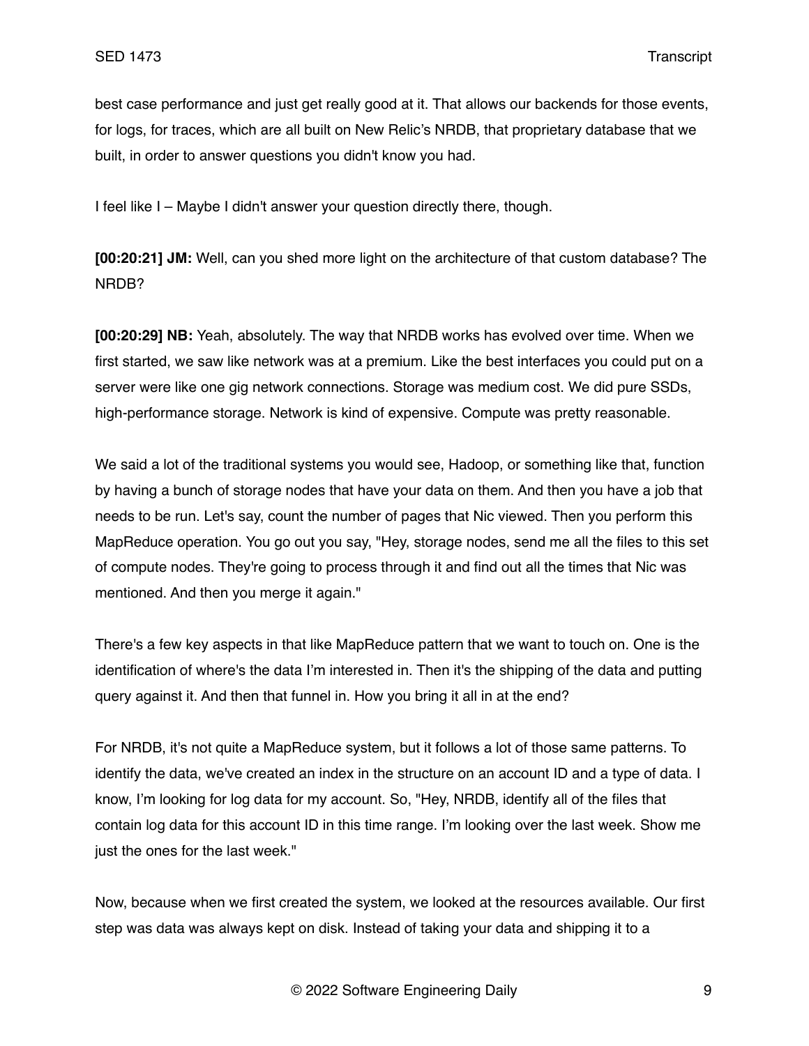best case performance and just get really good at it. That allows our backends for those events, for logs, for traces, which are all built on New Relic's NRDB, that proprietary database that we built, in order to answer questions you didn't know you had.

I feel like I – Maybe I didn't answer your question directly there, though.

**[00:20:21] JM:** Well, can you shed more light on the architecture of that custom database? The NRDB?

**[00:20:29] NB:** Yeah, absolutely. The way that NRDB works has evolved over time. When we first started, we saw like network was at a premium. Like the best interfaces you could put on a server were like one gig network connections. Storage was medium cost. We did pure SSDs, high-performance storage. Network is kind of expensive. Compute was pretty reasonable.

We said a lot of the traditional systems you would see, Hadoop, or something like that, function by having a bunch of storage nodes that have your data on them. And then you have a job that needs to be run. Let's say, count the number of pages that Nic viewed. Then you perform this MapReduce operation. You go out you say, "Hey, storage nodes, send me all the files to this set of compute nodes. They're going to process through it and find out all the times that Nic was mentioned. And then you merge it again."

There's a few key aspects in that like MapReduce pattern that we want to touch on. One is the identification of where's the data I'm interested in. Then it's the shipping of the data and putting query against it. And then that funnel in. How you bring it all in at the end?

For NRDB, it's not quite a MapReduce system, but it follows a lot of those same patterns. To identify the data, we've created an index in the structure on an account ID and a type of data. I know, I'm looking for log data for my account. So, "Hey, NRDB, identify all of the files that contain log data for this account ID in this time range. I'm looking over the last week. Show me just the ones for the last week."

Now, because when we first created the system, we looked at the resources available. Our first step was data was always kept on disk. Instead of taking your data and shipping it to a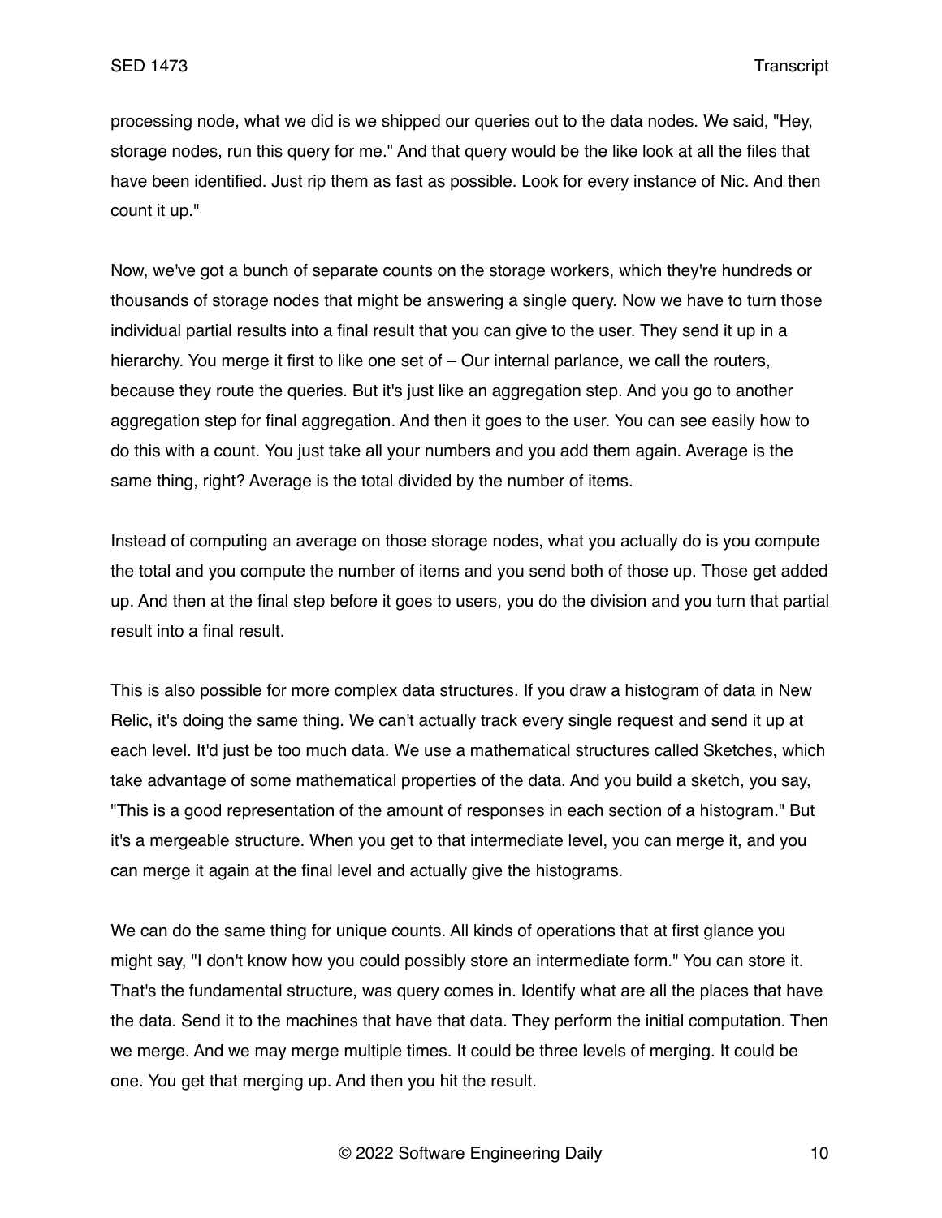processing node, what we did is we shipped our queries out to the data nodes. We said, "Hey, storage nodes, run this query for me." And that query would be the like look at all the files that have been identified. Just rip them as fast as possible. Look for every instance of Nic. And then count it up."

Now, we've got a bunch of separate counts on the storage workers, which they're hundreds or thousands of storage nodes that might be answering a single query. Now we have to turn those individual partial results into a final result that you can give to the user. They send it up in a hierarchy. You merge it first to like one set of – Our internal parlance, we call the routers, because they route the queries. But it's just like an aggregation step. And you go to another aggregation step for final aggregation. And then it goes to the user. You can see easily how to do this with a count. You just take all your numbers and you add them again. Average is the same thing, right? Average is the total divided by the number of items.

Instead of computing an average on those storage nodes, what you actually do is you compute the total and you compute the number of items and you send both of those up. Those get added up. And then at the final step before it goes to users, you do the division and you turn that partial result into a final result.

This is also possible for more complex data structures. If you draw a histogram of data in New Relic, it's doing the same thing. We can't actually track every single request and send it up at each level. It'd just be too much data. We use a mathematical structures called Sketches, which take advantage of some mathematical properties of the data. And you build a sketch, you say, "This is a good representation of the amount of responses in each section of a histogram." But it's a mergeable structure. When you get to that intermediate level, you can merge it, and you can merge it again at the final level and actually give the histograms.

We can do the same thing for unique counts. All kinds of operations that at first glance you might say, "I don't know how you could possibly store an intermediate form." You can store it. That's the fundamental structure, was query comes in. Identify what are all the places that have the data. Send it to the machines that have that data. They perform the initial computation. Then we merge. And we may merge multiple times. It could be three levels of merging. It could be one. You get that merging up. And then you hit the result.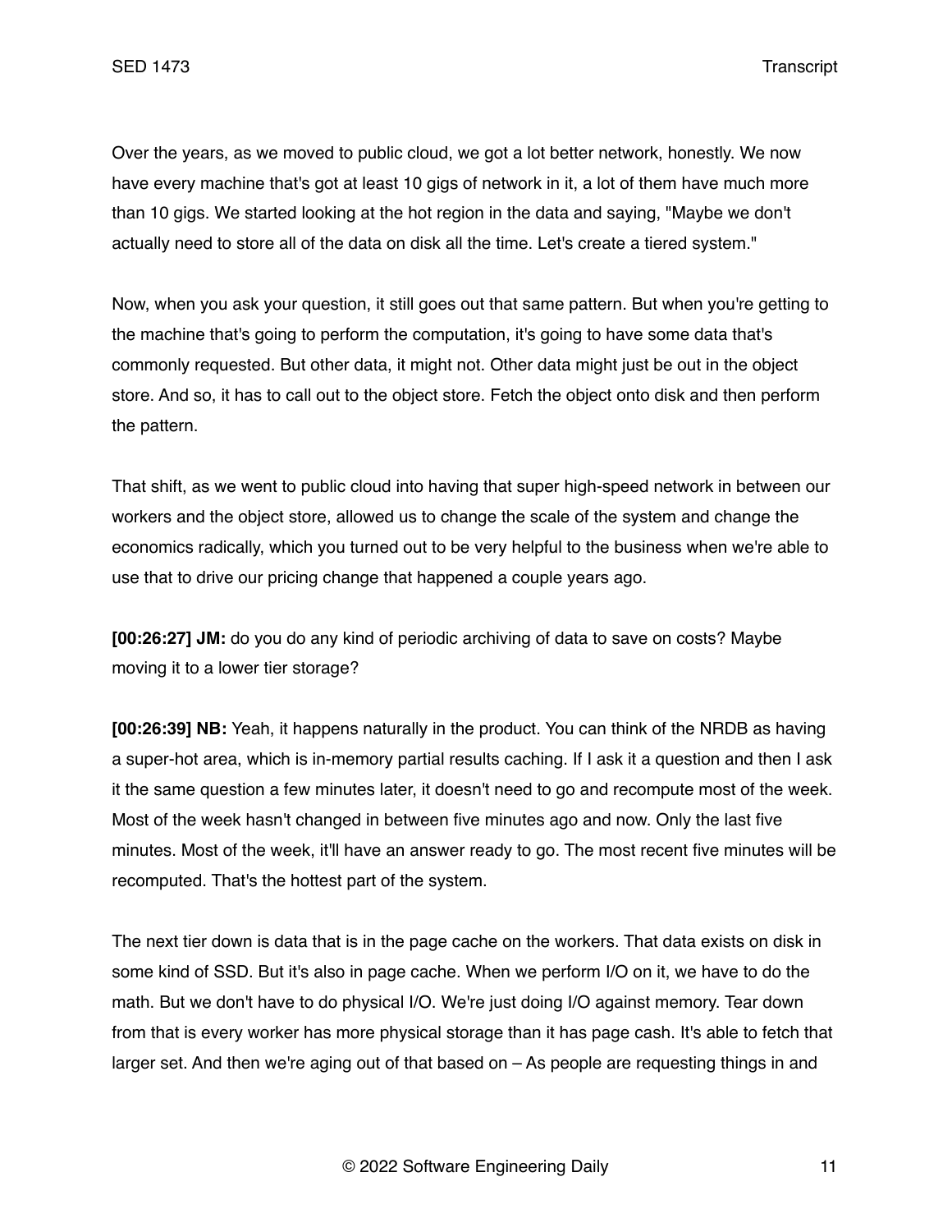Over the years, as we moved to public cloud, we got a lot better network, honestly. We now have every machine that's got at least 10 gigs of network in it, a lot of them have much more than 10 gigs. We started looking at the hot region in the data and saying, "Maybe we don't actually need to store all of the data on disk all the time. Let's create a tiered system."

Now, when you ask your question, it still goes out that same pattern. But when you're getting to the machine that's going to perform the computation, it's going to have some data that's commonly requested. But other data, it might not. Other data might just be out in the object store. And so, it has to call out to the object store. Fetch the object onto disk and then perform the pattern.

That shift, as we went to public cloud into having that super high-speed network in between our workers and the object store, allowed us to change the scale of the system and change the economics radically, which you turned out to be very helpful to the business when we're able to use that to drive our pricing change that happened a couple years ago.

**[00:26:27] JM:** do you do any kind of periodic archiving of data to save on costs? Maybe moving it to a lower tier storage?

**[00:26:39] NB:** Yeah, it happens naturally in the product. You can think of the NRDB as having a super-hot area, which is in-memory partial results caching. If I ask it a question and then I ask it the same question a few minutes later, it doesn't need to go and recompute most of the week. Most of the week hasn't changed in between five minutes ago and now. Only the last five minutes. Most of the week, it'll have an answer ready to go. The most recent five minutes will be recomputed. That's the hottest part of the system.

The next tier down is data that is in the page cache on the workers. That data exists on disk in some kind of SSD. But it's also in page cache. When we perform I/O on it, we have to do the math. But we don't have to do physical I/O. We're just doing I/O against memory. Tear down from that is every worker has more physical storage than it has page cash. It's able to fetch that larger set. And then we're aging out of that based on – As people are requesting things in and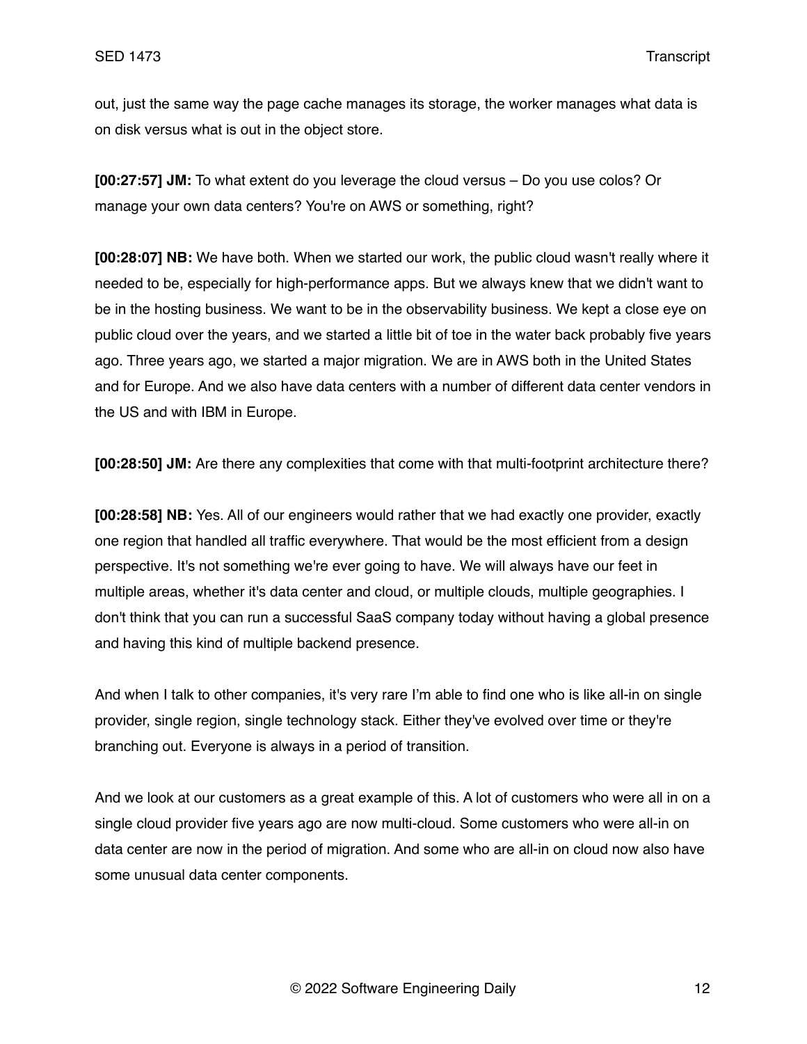out, just the same way the page cache manages its storage, the worker manages what data is on disk versus what is out in the object store.

**[00:27:57] JM:** To what extent do you leverage the cloud versus – Do you use colos? Or manage your own data centers? You're on AWS or something, right?

**[00:28:07] NB:** We have both. When we started our work, the public cloud wasn't really where it needed to be, especially for high-performance apps. But we always knew that we didn't want to be in the hosting business. We want to be in the observability business. We kept a close eye on public cloud over the years, and we started a little bit of toe in the water back probably five years ago. Three years ago, we started a major migration. We are in AWS both in the United States and for Europe. And we also have data centers with a number of different data center vendors in the US and with IBM in Europe.

**[00:28:50] JM:** Are there any complexities that come with that multi-footprint architecture there?

**[00:28:58] NB:** Yes. All of our engineers would rather that we had exactly one provider, exactly one region that handled all traffic everywhere. That would be the most efficient from a design perspective. It's not something we're ever going to have. We will always have our feet in multiple areas, whether it's data center and cloud, or multiple clouds, multiple geographies. I don't think that you can run a successful SaaS company today without having a global presence and having this kind of multiple backend presence.

And when I talk to other companies, it's very rare I'm able to find one who is like all-in on single provider, single region, single technology stack. Either they've evolved over time or they're branching out. Everyone is always in a period of transition.

And we look at our customers as a great example of this. A lot of customers who were all in on a single cloud provider five years ago are now multi-cloud. Some customers who were all-in on data center are now in the period of migration. And some who are all-in on cloud now also have some unusual data center components.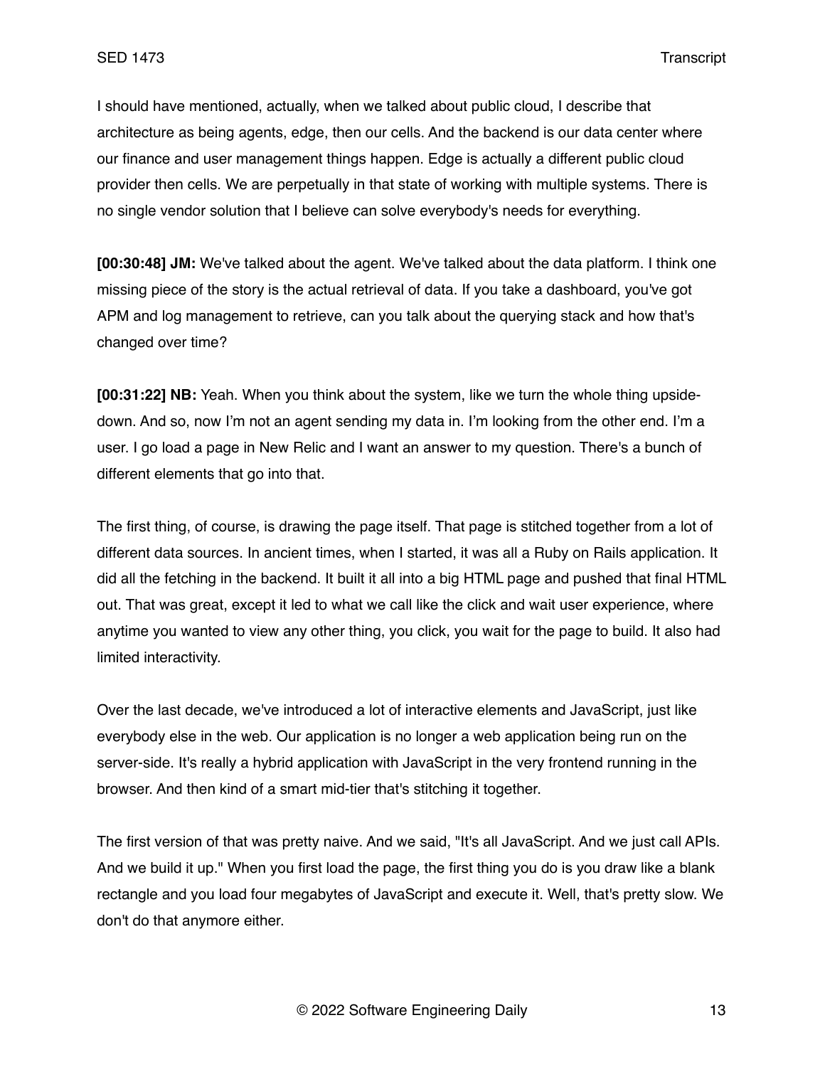I should have mentioned, actually, when we talked about public cloud, I describe that architecture as being agents, edge, then our cells. And the backend is our data center where our finance and user management things happen. Edge is actually a different public cloud provider then cells. We are perpetually in that state of working with multiple systems. There is no single vendor solution that I believe can solve everybody's needs for everything.

**[00:30:48] JM:** We've talked about the agent. We've talked about the data platform. I think one missing piece of the story is the actual retrieval of data. If you take a dashboard, you've got APM and log management to retrieve, can you talk about the querying stack and how that's changed over time?

**[00:31:22] NB:** Yeah. When you think about the system, like we turn the whole thing upside-down. And so, now I'm not an agent sending my data in. I'm looking from the other end. I'm a user. I go load a page in New Relic and I want an answer to my question. There's a bunch of different elements that go into that.

The first thing, of course, is drawing the page itself. That page is stitched together from a lot of different data sources. In ancient times, when I started, it was all a Ruby on Rails application. It did all the fetching in the backend. It built it all into a big HTML page and pushed that final HTML out. That was great, except it led to what we call like the click and wait user experience, where anytime you wanted to view any other thing, you click, you wait for the page to build. It also had limited interactivity.

Over the last decade, we've introduced a lot of interactive elements and JavaScript, just like everybody else in the web. Our application is no longer a web application being run on the server-side. It's really a hybrid application with JavaScript in the very frontend running in the browser. And then kind of a smart mid-tier that's stitching it together.

The first version of that was pretty naive. And we said, "It's all JavaScript. And we just call APIs. And we build it up." When you first load the page, the first thing you do is you draw like a blank rectangle and you load four megabytes of JavaScript and execute it. Well, that's pretty slow. We don't do that anymore either.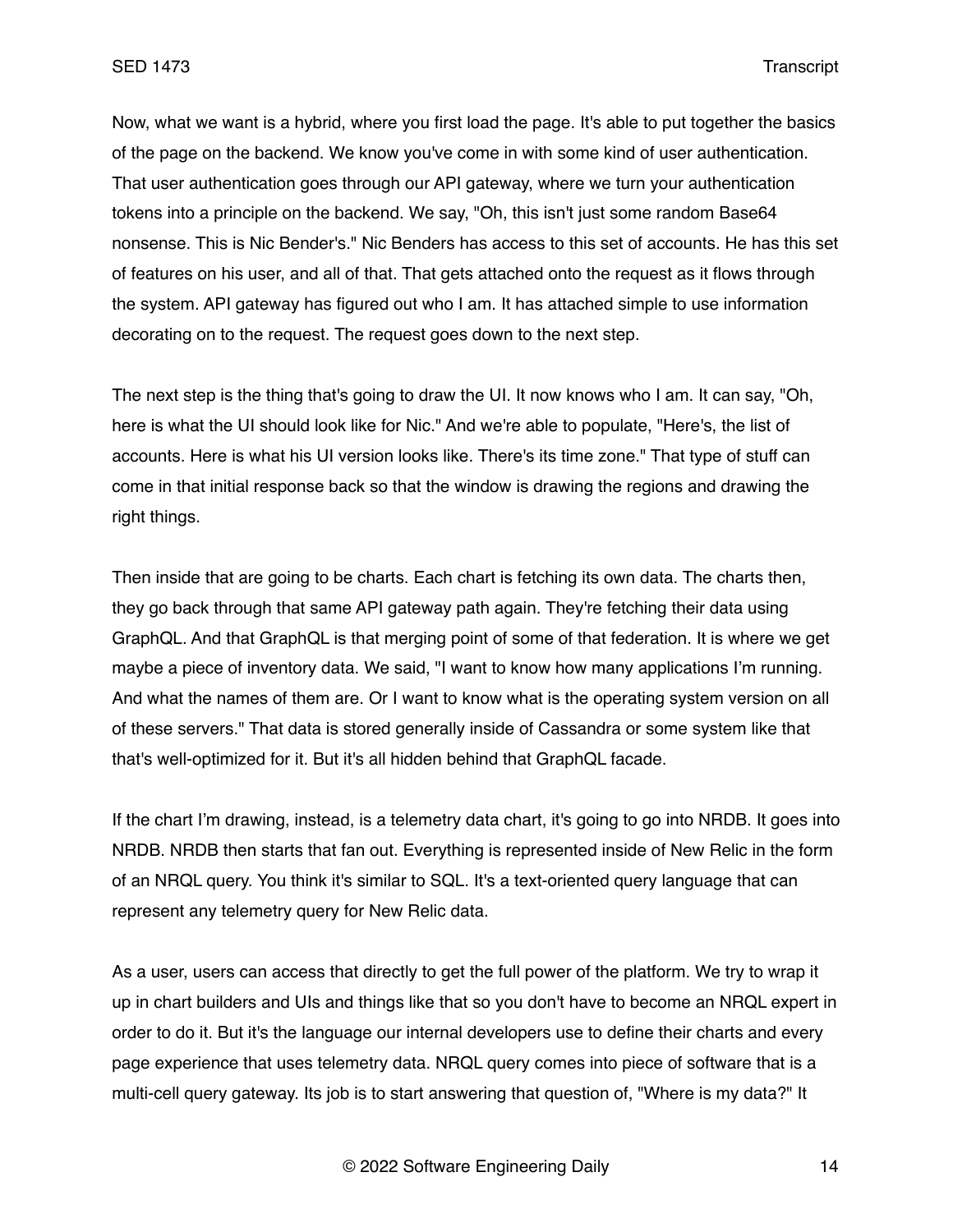Now, what we want is a hybrid, where you first load the page. It's able to put together the basics of the page on the backend. We know you've come in with some kind of user authentication. That user authentication goes through our API gateway, where we turn your authentication tokens into a principle on the backend. We say, "Oh, this isn't just some random Base64 nonsense. This is Nic Bender's." Nic Benders has access to this set of accounts. He has this set of features on his user, and all of that. That gets attached onto the request as it flows through the system. API gateway has figured out who I am. It has attached simple to use information decorating on to the request. The request goes down to the next step.

The next step is the thing that's going to draw the UI. It now knows who I am. It can say, "Oh, here is what the UI should look like for Nic." And we're able to populate, "Here's, the list of accounts. Here is what his UI version looks like. There's its time zone." That type of stuff can come in that initial response back so that the window is drawing the regions and drawing the right things.

Then inside that are going to be charts. Each chart is fetching its own data. The charts then, they go back through that same API gateway path again. They're fetching their data using GraphQL. And that GraphQL is that merging point of some of that federation. It is where we get maybe a piece of inventory data. We said, "I want to know how many applications I'm running. And what the names of them are. Or I want to know what is the operating system version on all of these servers." That data is stored generally inside of Cassandra or some system like that that's well-optimized for it. But it's all hidden behind that GraphQL facade.

If the chart I'm drawing, instead, is a telemetry data chart, it's going to go into NRDB. It goes into NRDB. NRDB then starts that fan out. Everything is represented inside of New Relic in the form of an NRQL query. You think it's similar to SQL. It's a text-oriented query language that can represent any telemetry query for New Relic data.

As a user, users can access that directly to get the full power of the platform. We try to wrap it up in chart builders and UIs and things like that so you don't have to become an NRQL expert in order to do it. But it's the language our internal developers use to define their charts and every page experience that uses telemetry data. NRQL query comes into piece of software that is a multi-cell query gateway. Its job is to start answering that question of, "Where is my data?" It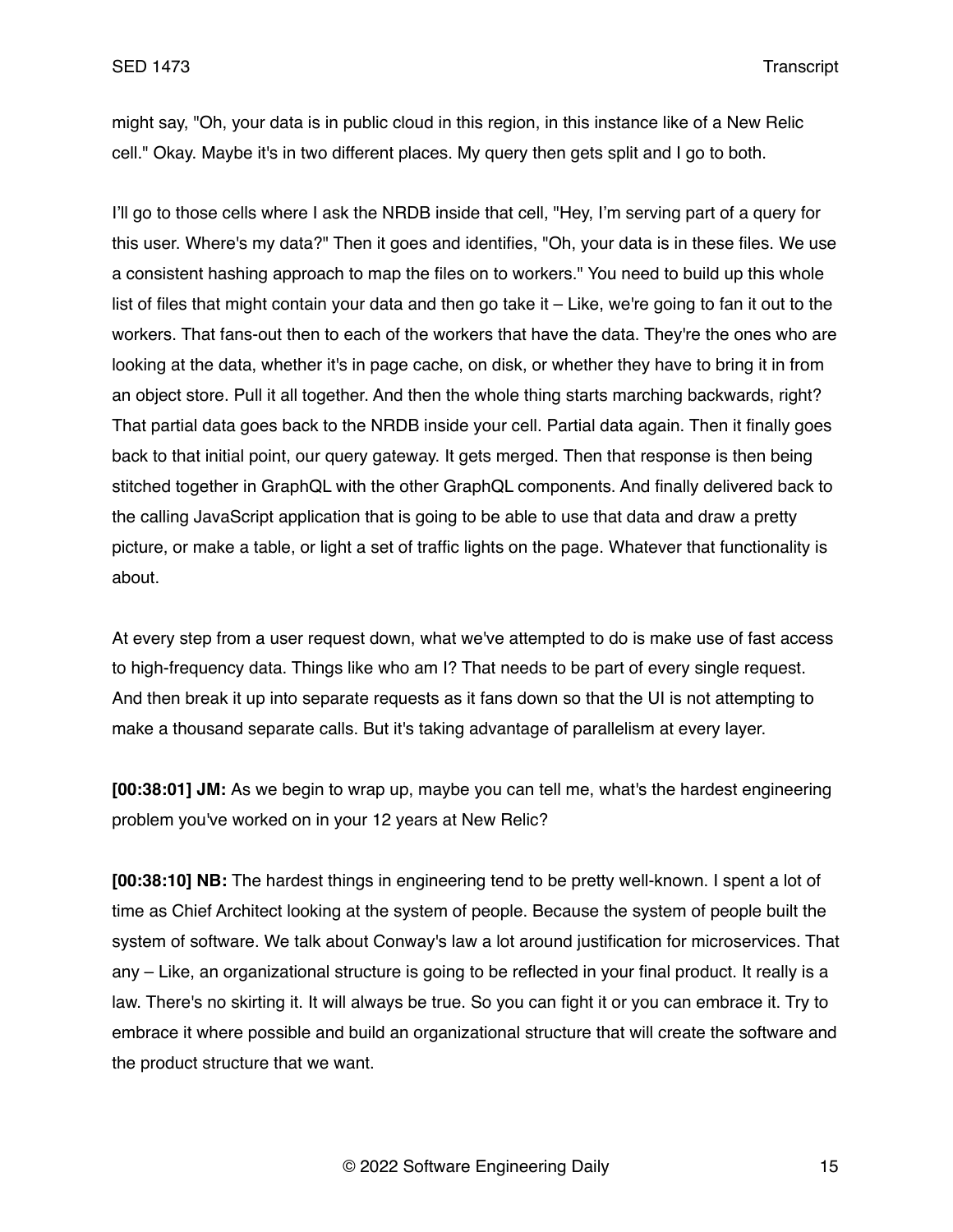might say, "Oh, your data is in public cloud in this region, in this instance like of a New Relic cell." Okay. Maybe it's in two different places. My query then gets split and I go to both.

I'll go to those cells where I ask the NRDB inside that cell, "Hey, I'm serving part of a query for this user. Where's my data?" Then it goes and identifies, "Oh, your data is in these files. We use a consistent hashing approach to map the files on to workers." You need to build up this whole list of files that might contain your data and then go take it – Like, we're going to fan it out to the workers. That fans-out then to each of the workers that have the data. They're the ones who are looking at the data, whether it's in page cache, on disk, or whether they have to bring it in from an object store. Pull it all together. And then the whole thing starts marching backwards, right? That partial data goes back to the NRDB inside your cell. Partial data again. Then it finally goes back to that initial point, our query gateway. It gets merged. Then that response is then being stitched together in GraphQL with the other GraphQL components. And finally delivered back to the calling JavaScript application that is going to be able to use that data and draw a pretty picture, or make a table, or light a set of traffic lights on the page. Whatever that functionality is about.

At every step from a user request down, what we've attempted to do is make use of fast access to high-frequency data. Things like who am I? That needs to be part of every single request. And then break it up into separate requests as it fans down so that the UI is not attempting to make a thousand separate calls. But it's taking advantage of parallelism at every layer.

**[00:38:01] JM:** As we begin to wrap up, maybe you can tell me, what's the hardest engineering problem you've worked on in your 12 years at New Relic?

**[00:38:10] NB:** The hardest things in engineering tend to be pretty well-known. I spent a lot of time as Chief Architect looking at the system of people. Because the system of people built the system of software. We talk about Conway's law a lot around justification for microservices. That any – Like, an organizational structure is going to be reflected in your final product. It really is a law. There's no skirting it. It will always be true. So you can fight it or you can embrace it. Try to embrace it where possible and build an organizational structure that will create the software and the product structure that we want.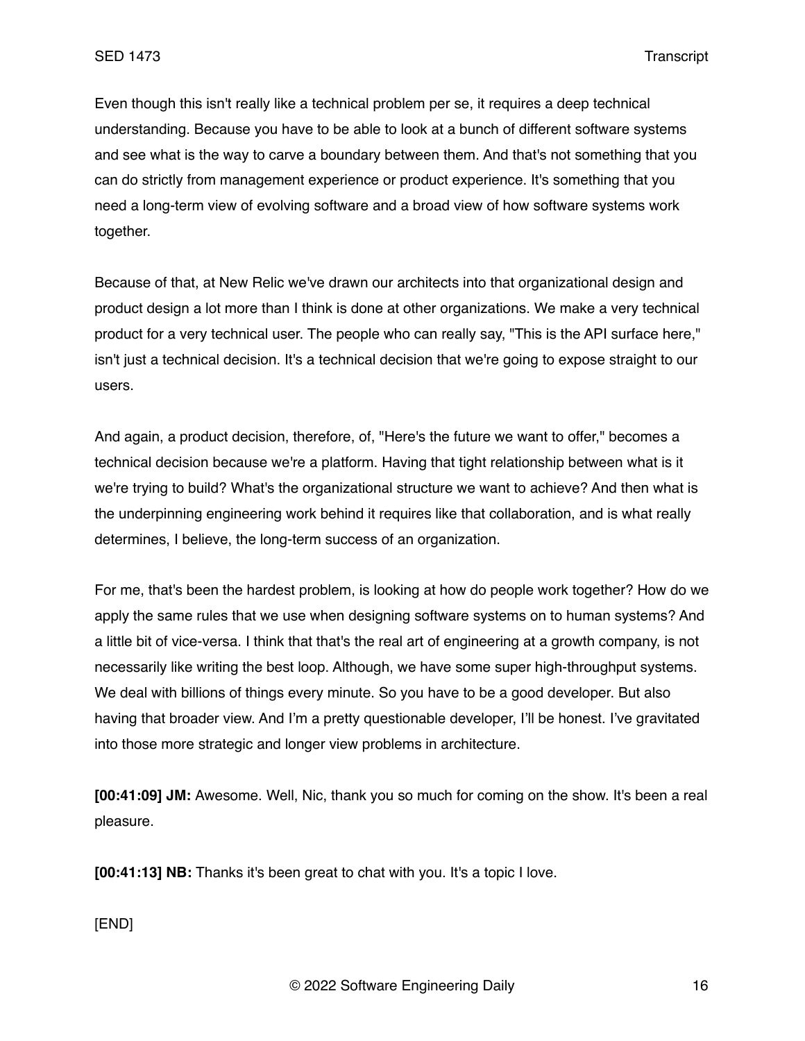Even though this isn't really like a technical problem per se, it requires a deep technical understanding. Because you have to be able to look at a bunch of different software systems and see what is the way to carve a boundary between them. And that's not something that you can do strictly from management experience or product experience. It's something that you need a long-term view of evolving software and a broad view of how software systems work together.

Because of that, at New Relic we've drawn our architects into that organizational design and product design a lot more than I think is done at other organizations. We make a very technical product for a very technical user. The people who can really say, "This is the API surface here," isn't just a technical decision. It's a technical decision that we're going to expose straight to our users.

And again, a product decision, therefore, of, "Here's the future we want to offer," becomes a technical decision because we're a platform. Having that tight relationship between what is it we're trying to build? What's the organizational structure we want to achieve? And then what is the underpinning engineering work behind it requires like that collaboration, and is what really determines, I believe, the long-term success of an organization.

For me, that's been the hardest problem, is looking at how do people work together? How do we apply the same rules that we use when designing software systems on to human systems? And a little bit of vice-versa. I think that that's the real art of engineering at a growth company, is not necessarily like writing the best loop. Although, we have some super high-throughput systems. We deal with billions of things every minute. So you have to be a good developer. But also having that broader view. And I'm a pretty questionable developer, I'll be honest. I've gravitated into those more strategic and longer view problems in architecture.

**[00:41:09] JM:** Awesome. Well, Nic, thank you so much for coming on the show. It's been a real pleasure.

**[00:41:13] NB:** Thanks it's been great to chat with you. It's a topic I love.

[END]